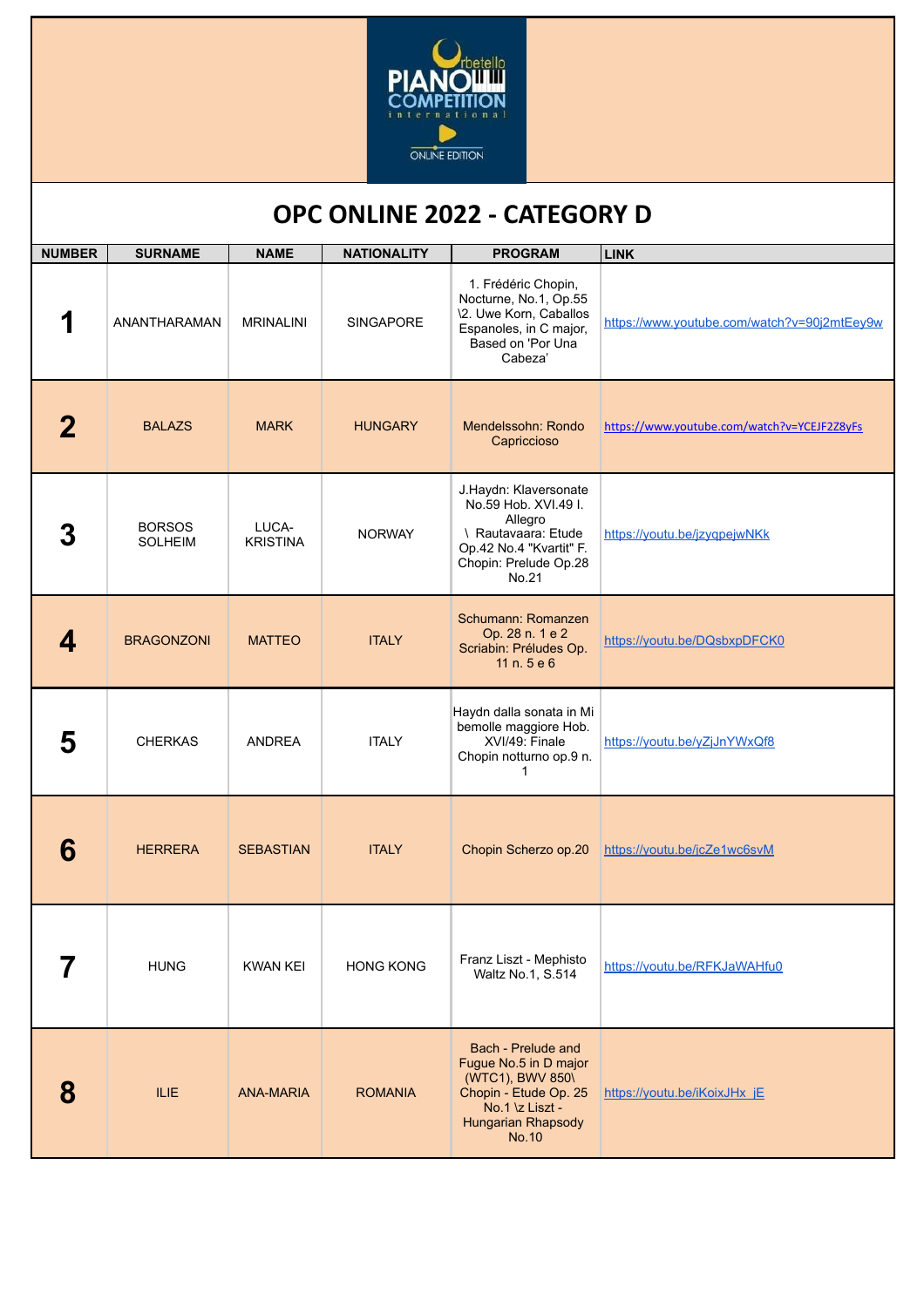# OPC ONLINE 2022 - CATEGORY D

| NUMBER | SURNAME | NAME | NATIONALITY | PROGRAM | LINK |
|---|---|---|---|---|---|
| 1 | ANANTHARAMAN | MRINALINI | SINGAPORE | 1. Frédéric Chopin, Nocturne, No.1, Op.55 \2. Uwe Korn, Caballos Espanoles, in C major, Based on 'Por Una Cabeza' | https://www.youtube.com/watch?v=90j2mtEey9w |
| 2 | BALAZS | MARK | HUNGARY | Mendelssohn: Rondo Capriccioso | https://www.youtube.com/watch?v=YCEJF2Z8yFs |
| 3 | BORSOS SOLHEIM | LUCA-KRISTINA | NORWAY | J.Haydn: Klaversonate No.59 Hob. XVI.49 I. Allegro \ Rautavaara: Etude Op.42 No.4 "Kvartit" F. Chopin: Prelude Op.28 No.21 | https://youtu.be/jzyqpejwNKk |
| 4 | BRAGONZONI | MATTEO | ITALY | Schumann: Romanzen Op. 28 n. 1 e 2 Scriabin: Préludes Op. 11 n. 5 e 6 | https://youtu.be/DQsbxpDFCK0 |
| 5 | CHERKAS | ANDREA | ITALY | Haydn dalla sonata in Mi bemolle maggiore Hob. XVI/49: Finale Chopin notturno op.9 n. 1 | https://youtu.be/yZjJnYWxQf8 |
| 6 | HERRERA | SEBASTIAN | ITALY | Chopin Scherzo op.20 | https://youtu.be/jcZe1wc6svM |
| 7 | HUNG | KWAN KEI | HONG KONG | Franz Liszt - Mephisto Waltz No.1, S.514 | https://youtu.be/RFKJaWAHfu0 |
| 8 | ILIE | ANA-MARIA | ROMANIA | Bach - Prelude and Fugue No.5 in D major (WTC1), BWV 850\ Chopin - Etude Op. 25 No.1 \z Liszt - Hungarian Rhapsody No.10 | https://youtu.be/iKoixJHx_jE |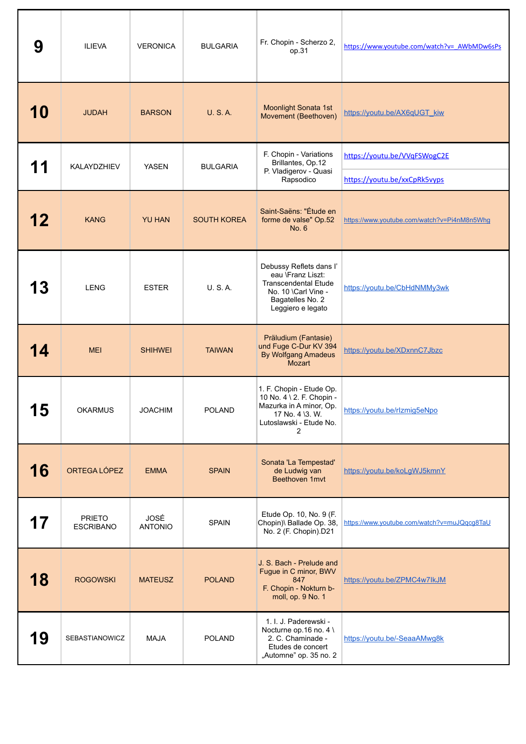| 9 | ILIEVA | VERONICA | BULGARIA | Fr. Chopin - Scherzo 2, op.31 | https://www.youtube.com/watch?v=_AWbMDw6sPs |
|---|---|---|---|---|---|
| 10 | JUDAH | BARSON | U. S. A. | Moonlight Sonata 1st Movement (Beethoven) | https://youtu.be/AX6qUGT_kiw |
| 11 | KALAYDZHIEV | YASEN | BULGARIA | F. Chopin - Variations Brillantes, Op.12<br>P. Vladigerov - Quasi Rapsodico | https://youtu.be/VVqFSWogC2E<br>https://youtu.be/xxCpRk5vyps |
| 12 | KANG | YU HAN | SOUTH KOREA | Saint-Saëns: "Étude en forme de valse" Op.52 No. 6 | https://www.youtube.com/watch?v=Pi4nM8n5Whg |
| 13 | LENG | ESTER | U. S. A. | Debussy Reflets dans l' eau \Franz Liszt: Transcendental Etude No. 10 \Carl Vine - Bagatelles No. 2 Leggiero e legato | https://youtu.be/CbHdNMMy3wk |
| 14 | MEI | SHIHWEI | TAIWAN | Präludium (Fantasie) und Fuge C-Dur KV 394 By Wolfgang Amadeus Mozart | https://youtu.be/XDxnnC7Jbzc |
| 15 | OKARMUS | JOACHIM | POLAND | 1. F. Chopin - Etude Op. 10 No. 4 \ 2. F. Chopin - Mazurka in A minor, Op. 17 No. 4 \3. W. Lutoslawski - Etude No. 2 | https://youtu.be/rlzmig5eNpo |
| 16 | ORTEGA LÓPEZ | EMMA | SPAIN | Sonata 'La Tempestad' de Ludwig van Beethoven 1mvt | https://youtu.be/koLgWJ5kmnY |
| 17 | PRIETO ESCRIBANO | JOSÉ ANTONIO | SPAIN | Etude Op. 10, No. 9 (F. Chopin)\ Ballade Op. 38, No. 2 (F. Chopin).D21 | https://www.youtube.com/watch?v=muJQqcg8TaU |
| 18 | ROGOWSKI | MATEUSZ | POLAND | J. S. Bach - Prelude and Fugue in C minor, BWV 847<br>F. Chopin - Nokturn b-moll, op. 9 No. 1 | https://youtu.be/ZPMC4w7IkJM |
| 19 | SEBASTIANOWICZ | MAJA | POLAND | 1. I. J. Paderewski - Nocturne op.16 no. 4 \ 2. C. Chaminade - Etudes de concert „Automne" op. 35 no. 2 | https://youtu.be/-SeaaAMwg8k |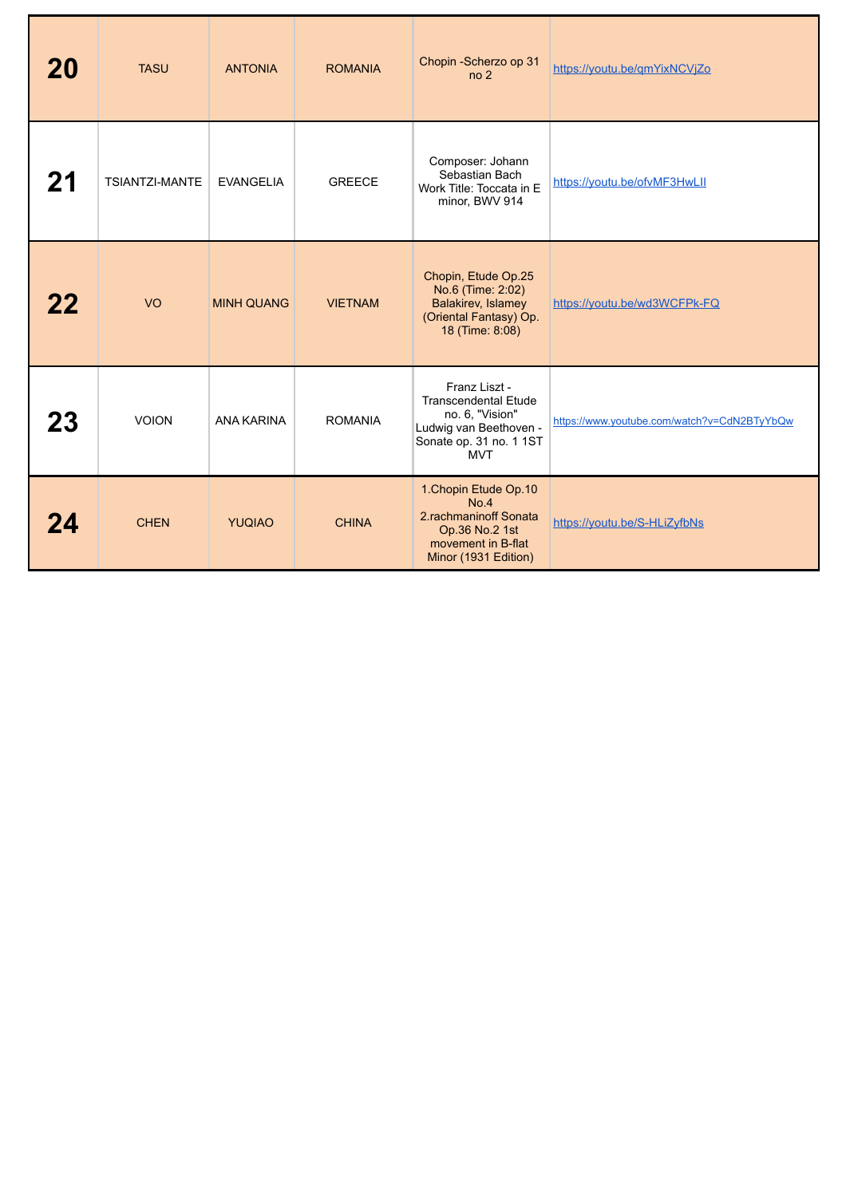| | | | | | |
|---|---|---|---|---|---|
| **20** | TASU | ANTONIA | ROMANIA | Chopin -Scherzo op 31 no 2 | https://youtu.be/qmYixNCVjZo |
| **21** | TSIANTZI-MANTE | EVANGELIA | GREECE | Composer: Johann Sebastian Bach Work Title: Toccata in E minor, BWV 914 | https://youtu.be/ofvMF3HwLII |
| **22** | VO | MINH QUANG | VIETNAM | Chopin, Etude Op.25 No.6 (Time: 2:02) Balakirev, Islamey (Oriental Fantasy) Op. 18 (Time: 8:08) | https://youtu.be/wd3WCFPk-FQ |
| **23** | VOION | ANA KARINA | ROMANIA | Franz Liszt - Transcendental Etude no. 6, "Vision" Ludwig van Beethoven - Sonate op. 31 no. 1 1ST MVT | https://www.youtube.com/watch?v=CdN2BTyYbQw |
| **24** | CHEN | YUQIAO | CHINA | 1.Chopin Etude Op.10 No.4 2.rachmaninoff Sonata Op.36 No.2 1st movement in B-flat Minor (1931 Edition) | https://youtu.be/S-HLiZyfbNs |